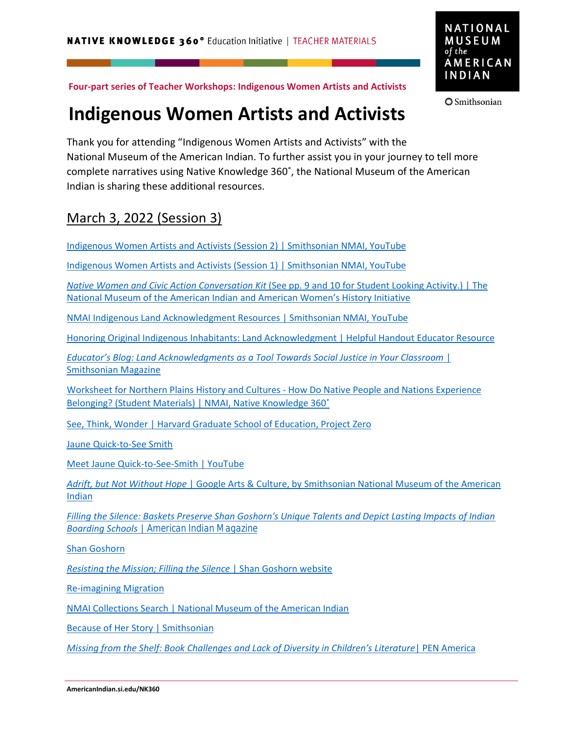NATIVE KNOWLEDGE 360° Education Initiative | TEACHER MATERIALS

NATIONAL MUSEUM of the AMERICAN INDIAN

Smithsonian

**Four-part series of Teacher Workshops: Indigenous Women Artists and Activists**

# Indigenous Women Artists and Activists

Thank you for attending "Indigenous Women Artists and Activists" with the National Museum of the American Indian. To further assist you in your journey to tell more complete narratives using Native Knowledge 360˚, the National Museum of the American Indian is sharing these additional resources.

## March 3, 2022 (Session 3)

Indigenous Women Artists and Activists (Session 2) | Smithsonian NMAI, YouTube

Indigenous Women Artists and Activists (Session 1) | Smithsonian NMAI, YouTube

*Native Women and Civic Action Conversation Kit* (See pp. 9 and 10 for Student Looking Activity.) | The National Museum of the American Indian and American Women's History Initiative

NMAI Indigenous Land Acknowledgment Resources | Smithsonian NMAI, YouTube

Honoring Original Indigenous Inhabitants: Land Acknowledgment | Helpful Handout Educator Resource

*Educator's Blog: Land Acknowledgments as a Tool Towards Social Justice in Your Classroom* | Smithsonian Magazine

Worksheet for Northern Plains History and Cultures - How Do Native People and Nations Experience Belonging? (Student Materials) | NMAI, Native Knowledge 360˚

See, Think, Wonder | Harvard Graduate School of Education, Project Zero

Jaune Quick-to-See Smith

Meet Jaune Quick-to-See-Smith | YouTube

*Adrift, but Not Without Hope* | Google Arts & Culture, by Smithsonian National Museum of the American Indian

*Filling the Silence: Baskets Preserve Shan Goshorn's Unique Talents and Depict Lasting Impacts of Indian Boarding Schools* | American Indian Magazine

Shan Goshorn

*Resisting the Mission; Filling the Silence* | Shan Goshorn website

Re-imagining Migration

NMAI Collections Search | National Museum of the American Indian

Because of Her Story | Smithsonian

*Missing from the Shelf: Book Challenges and Lack of Diversity in Children's Literature* | PEN America

AmericanIndian.si.edu/NK360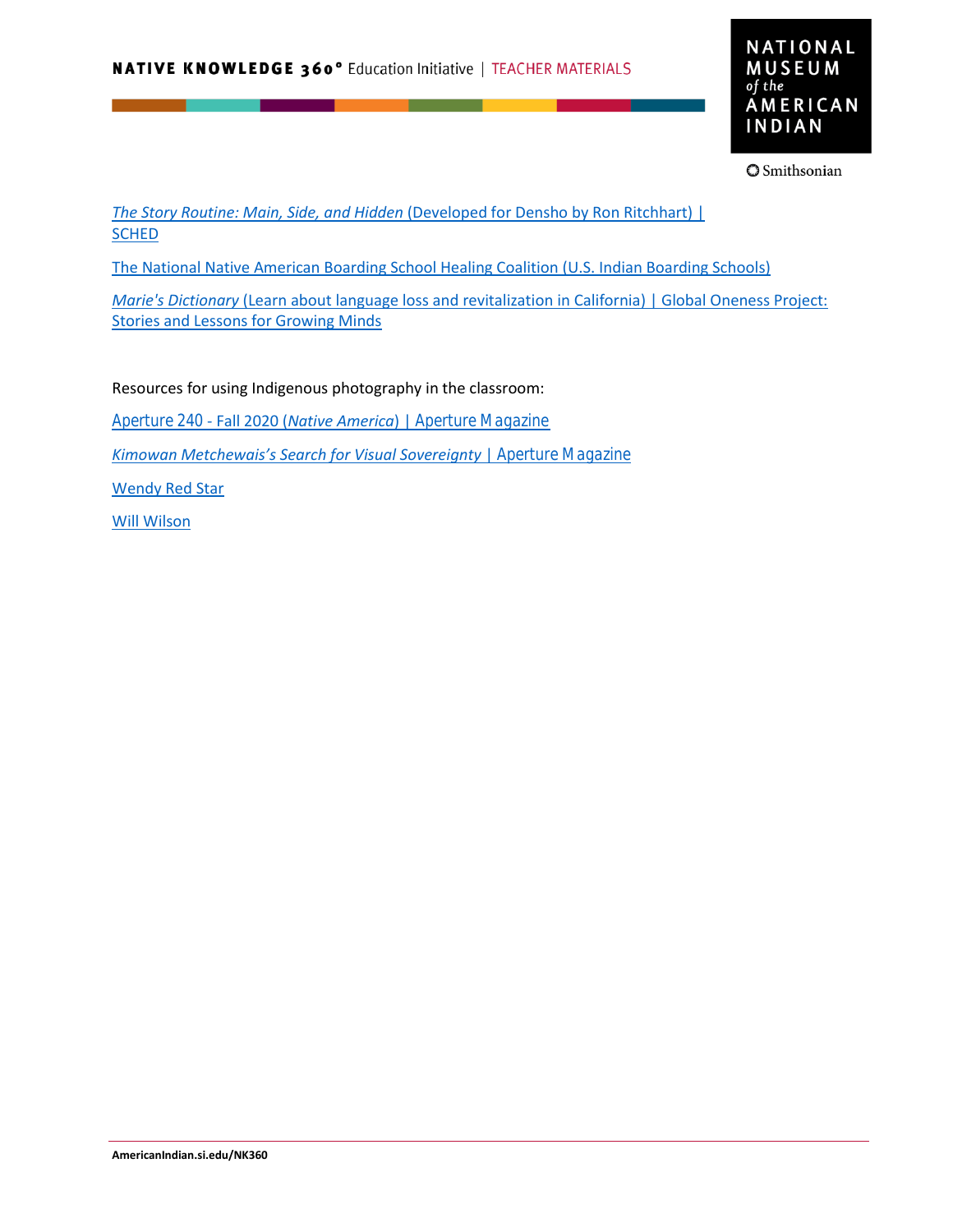*The Story Routine: Main, Side, and Hidden* (Developed for Densho by Ron Ritchhart) | SCHED

The National Native American Boarding School Healing Coalition (U.S. Indian Boarding Schools)

*Marie's Dictionary* (Learn about language loss and revitalization in California) | Global Oneness Project: Stories and Lessons for Growing Minds

Resources for using Indigenous photography in the classroom:

Aperture 240 - Fall 2020 (*Native America*) | Aperture Magazine

*Kimowan Metchewais's Search for Visual Sovereignty* | Aperture Magazine

Wendy Red Star

Will Wilson